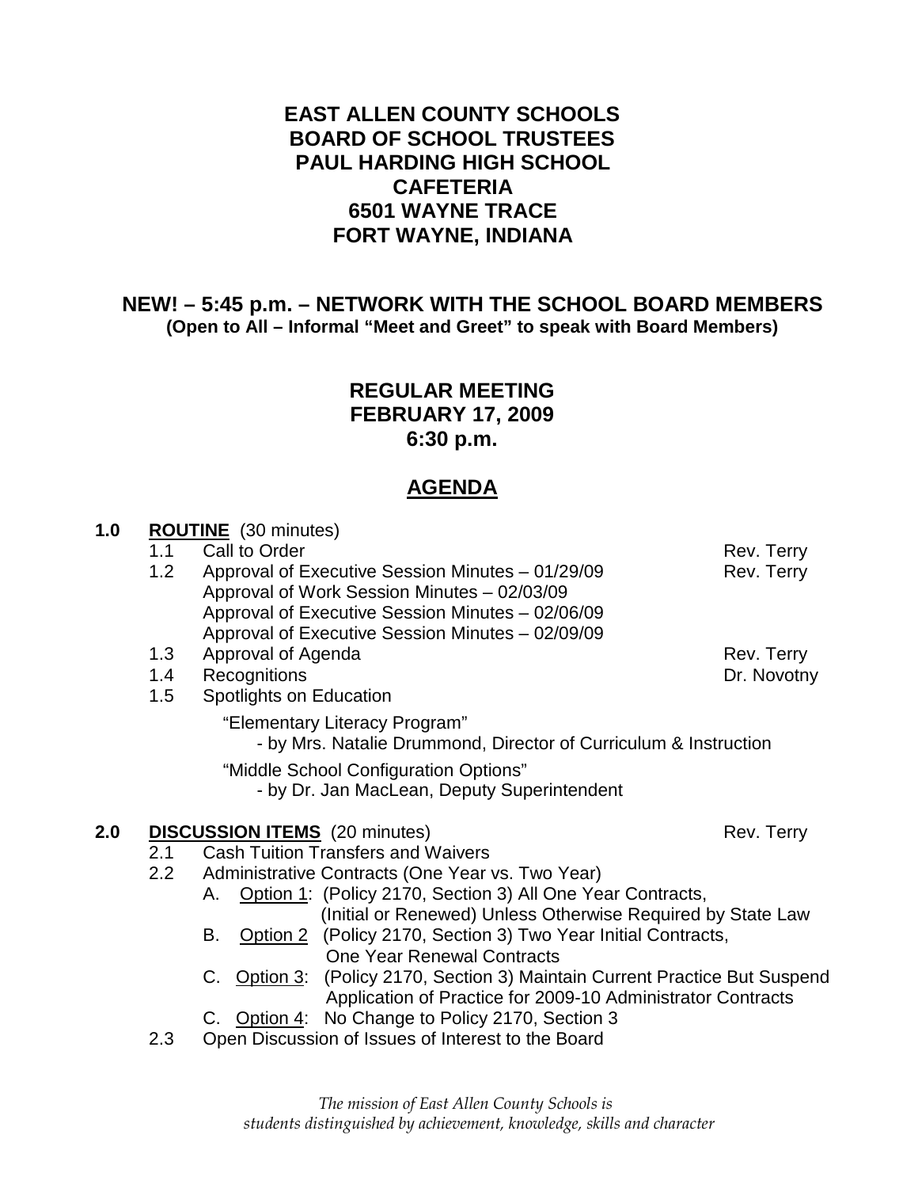# EAST ALLEN COUNTY SCHOOLS
# BOARD OF SCHOOL TRUSTEES
# PAUL HARDING HIGH SCHOOL
# CAFETERIA
# 6501 WAYNE TRACE
# FORT WAYNE, INDIANA

## NEW! – 5:45 p.m. – NETWORK WITH THE SCHOOL BOARD MEMBERS

**(Open to All – Informal "Meet and Greet" to speak with Board Members)**

## REGULAR MEETING
## FEBRUARY 17, 2009
## 6:30 p.m.

## AGENDA

**1.0 ROUTINE** (30 minutes)

- 1.1 Call to Order — Rev. Terry
- 1.2 Approval of Executive Session Minutes – 01/29/09 — Rev. Terry
  Approval of Work Session Minutes – 02/03/09
  Approval of Executive Session Minutes – 02/06/09
  Approval of Executive Session Minutes – 02/09/09
- 1.3 Approval of Agenda — Rev. Terry
- 1.4 Recognitions — Dr. Novotny
- 1.5 Spotlights on Education

  "Elementary Literacy Program"
  - by Mrs. Natalie Drummond, Director of Curriculum & Instruction

  "Middle School Configuration Options"
  - by Dr. Jan MacLean, Deputy Superintendent

**2.0 DISCUSSION ITEMS** (20 minutes) — Rev. Terry

- 2.1 Cash Tuition Transfers and Waivers
- 2.2 Administrative Contracts (One Year vs. Two Year)
  - A. Option 1: (Policy 2170, Section 3) All One Year Contracts, (Initial or Renewed) Unless Otherwise Required by State Law
  - B. Option 2 (Policy 2170, Section 3) Two Year Initial Contracts, One Year Renewal Contracts
  - C. Option 3: (Policy 2170, Section 3) Maintain Current Practice But Suspend Application of Practice for 2009-10 Administrator Contracts
  - C. Option 4: No Change to Policy 2170, Section 3
- 2.3 Open Discussion of Issues of Interest to the Board

*The mission of East Allen County Schools is students distinguished by achievement, knowledge, skills and character*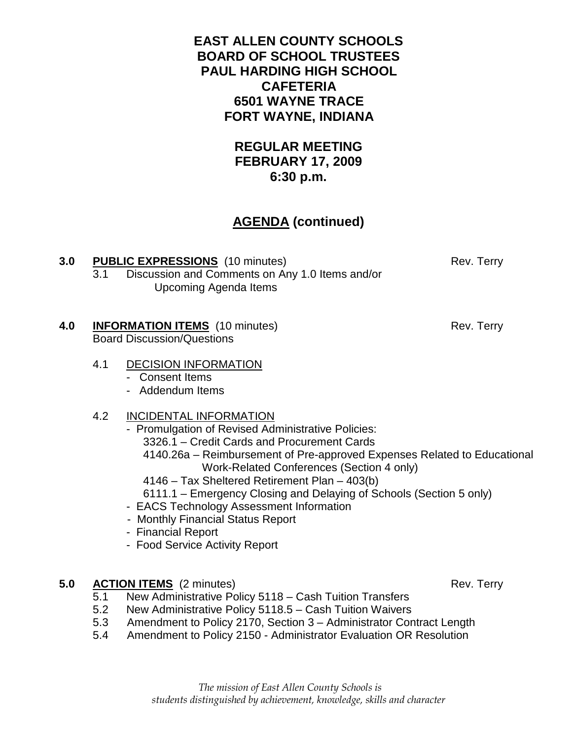**EAST ALLEN COUNTY SCHOOLS**
**BOARD OF SCHOOL TRUSTEES**
**PAUL HARDING HIGH SCHOOL**
**CAFETERIA**
**6501 WAYNE TRACE**
**FORT WAYNE, INDIANA**

**REGULAR MEETING**
**FEBRUARY 17, 2009**
**6:30 p.m.**

# AGENDA (continued)

**3.0 PUBLIC EXPRESSIONS** (10 minutes) — Rev. Terry

3.1 Discussion and Comments on Any 1.0 Items and/or Upcoming Agenda Items

**4.0 INFORMATION ITEMS** (10 minutes) — Rev. Terry

Board Discussion/Questions

4.1 DECISION INFORMATION
- Consent Items
- Addendum Items

4.2 INCIDENTAL INFORMATION
- Promulgation of Revised Administrative Policies:
  - 3326.1 – Credit Cards and Procurement Cards
  - 4140.26a – Reimbursement of Pre-approved Expenses Related to Educational Work-Related Conferences (Section 4 only)
  - 4146 – Tax Sheltered Retirement Plan – 403(b)
  - 6111.1 – Emergency Closing and Delaying of Schools (Section 5 only)
- EACS Technology Assessment Information
- Monthly Financial Status Report
- Financial Report
- Food Service Activity Report

**5.0 ACTION ITEMS** (2 minutes) — Rev. Terry

5.1 New Administrative Policy 5118 – Cash Tuition Transfers
5.2 New Administrative Policy 5118.5 – Cash Tuition Waivers
5.3 Amendment to Policy 2170, Section 3 – Administrator Contract Length
5.4 Amendment to Policy 2150 - Administrator Evaluation OR Resolution

*The mission of East Allen County Schools is students distinguished by achievement, knowledge, skills and character*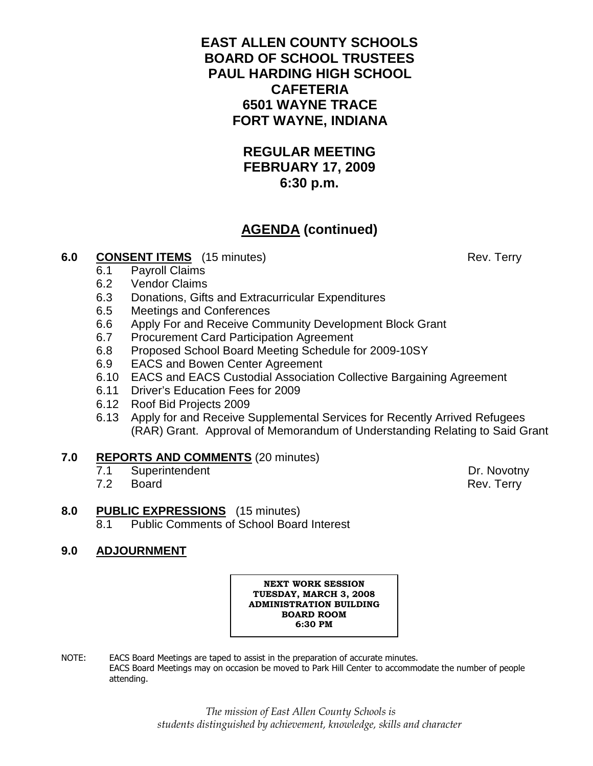# EAST ALLEN COUNTY SCHOOLS
# BOARD OF SCHOOL TRUSTEES
# PAUL HARDING HIGH SCHOOL
# CAFETERIA
# 6501 WAYNE TRACE
# FORT WAYNE, INDIANA

## REGULAR MEETING
## FEBRUARY 17, 2009
## 6:30 p.m.

## AGENDA (continued)

**6.0 CONSENT ITEMS** (15 minutes) Rev. Terry

- 6.1 Payroll Claims
- 6.2 Vendor Claims
- 6.3 Donations, Gifts and Extracurricular Expenditures
- 6.5 Meetings and Conferences
- 6.6 Apply For and Receive Community Development Block Grant
- 6.7 Procurement Card Participation Agreement
- 6.8 Proposed School Board Meeting Schedule for 2009-10SY
- 6.9 EACS and Bowen Center Agreement
- 6.10 EACS and EACS Custodial Association Collective Bargaining Agreement
- 6.11 Driver's Education Fees for 2009
- 6.12 Roof Bid Projects 2009
- 6.13 Apply for and Receive Supplemental Services for Recently Arrived Refugees (RAR) Grant. Approval of Memorandum of Understanding Relating to Said Grant

**7.0 REPORTS AND COMMENTS** (20 minutes)

- 7.1 Superintendent Dr. Novotny
- 7.2 Board Rev. Terry

**8.0 PUBLIC EXPRESSIONS** (15 minutes)

- 8.1 Public Comments of School Board Interest

**9.0 ADJOURNMENT**

**NEXT WORK SESSION**
**TUESDAY, MARCH 3, 2008**
**ADMINISTRATION BUILDING**
**BOARD ROOM**
**6:30 PM**

NOTE: EACS Board Meetings are taped to assist in the preparation of accurate minutes.
EACS Board Meetings may on occasion be moved to Park Hill Center to accommodate the number of people attending.

*The mission of East Allen County Schools is students distinguished by achievement, knowledge, skills and character*